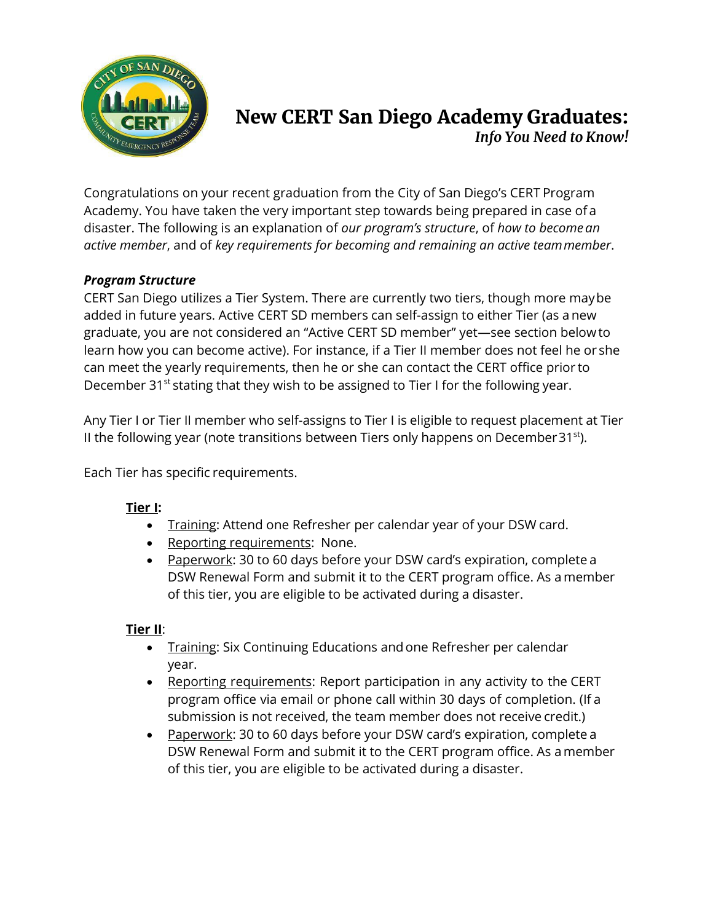# New CERT San Diego Academy Graduates:
*Info You Need to Know!*

Congratulations on your recent graduation from the City of San Diego's CERT Program Academy. You have taken the very important step towards being prepared in case of a disaster. The following is an explanation of *our program's structure*, of *how to become an active member*, and of *key requirements for becoming and remaining an active team member*.

***Program Structure***

CERT San Diego utilizes a Tier System. There are currently two tiers, though more may be added in future years. Active CERT SD members can self-assign to either Tier (as a new graduate, you are not considered an "Active CERT SD member" yet—see section below to learn how you can become active). For instance, if a Tier II member does not feel he or she can meet the yearly requirements, then he or she can contact the CERT office prior to December 31st stating that they wish to be assigned to Tier I for the following year.

Any Tier I or Tier II member who self-assigns to Tier I is eligible to request placement at Tier II the following year (note transitions between Tiers only happens on December 31st).

Each Tier has specific requirements.

**Tier I:**

- Training: Attend one Refresher per calendar year of your DSW card.
- Reporting requirements: None.
- Paperwork: 30 to 60 days before your DSW card's expiration, complete a DSW Renewal Form and submit it to the CERT program office. As a member of this tier, you are eligible to be activated during a disaster.

**Tier II:**

- Training: Six Continuing Educations and one Refresher per calendar year.
- Reporting requirements: Report participation in any activity to the CERT program office via email or phone call within 30 days of completion. (If a submission is not received, the team member does not receive credit.)
- Paperwork: 30 to 60 days before your DSW card's expiration, complete a DSW Renewal Form and submit it to the CERT program office. As a member of this tier, you are eligible to be activated during a disaster.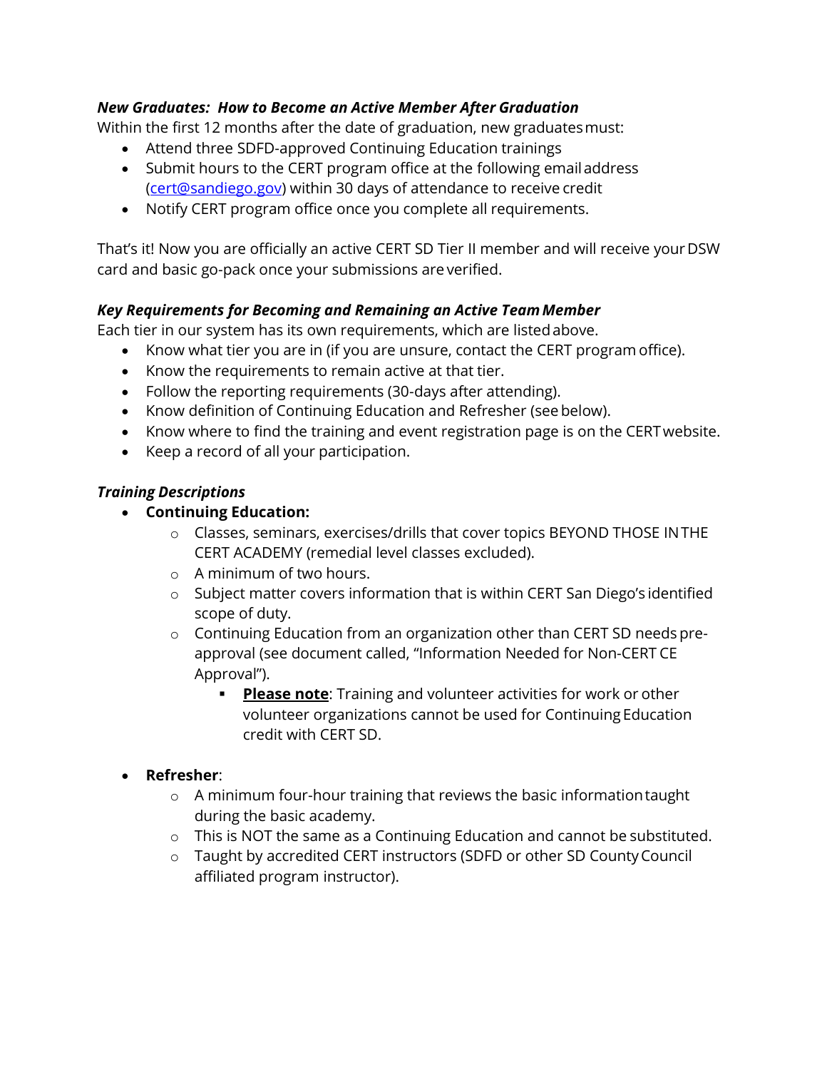***New Graduates: How to Become an Active Member After Graduation***

Within the first 12 months after the date of graduation, new graduates must:

- Attend three SDFD-approved Continuing Education trainings
- Submit hours to the CERT program office at the following email address (cert@sandiego.gov) within 30 days of attendance to receive credit
- Notify CERT program office once you complete all requirements.

That's it! Now you are officially an active CERT SD Tier II member and will receive your DSW card and basic go-pack once your submissions are verified.

***Key Requirements for Becoming and Remaining an Active Team Member***

Each tier in our system has its own requirements, which are listed above.

- Know what tier you are in (if you are unsure, contact the CERT program office).
- Know the requirements to remain active at that tier.
- Follow the reporting requirements (30-days after attending).
- Know definition of Continuing Education and Refresher (see below).
- Know where to find the training and event registration page is on the CERT website.
- Keep a record of all your participation.

***Training Descriptions***

- **Continuing Education:**
  - Classes, seminars, exercises/drills that cover topics BEYOND THOSE IN THE CERT ACADEMY (remedial level classes excluded).
  - A minimum of two hours.
  - Subject matter covers information that is within CERT San Diego's identified scope of duty.
  - Continuing Education from an organization other than CERT SD needs pre-approval (see document called, "Information Needed for Non-CERT CE Approval").
    - **<u>Please note</u>**: Training and volunteer activities for work or other volunteer organizations cannot be used for Continuing Education credit with CERT SD.

- **Refresher**:
  - A minimum four-hour training that reviews the basic information taught during the basic academy.
  - This is NOT the same as a Continuing Education and cannot be substituted.
  - Taught by accredited CERT instructors (SDFD or other SD County Council affiliated program instructor).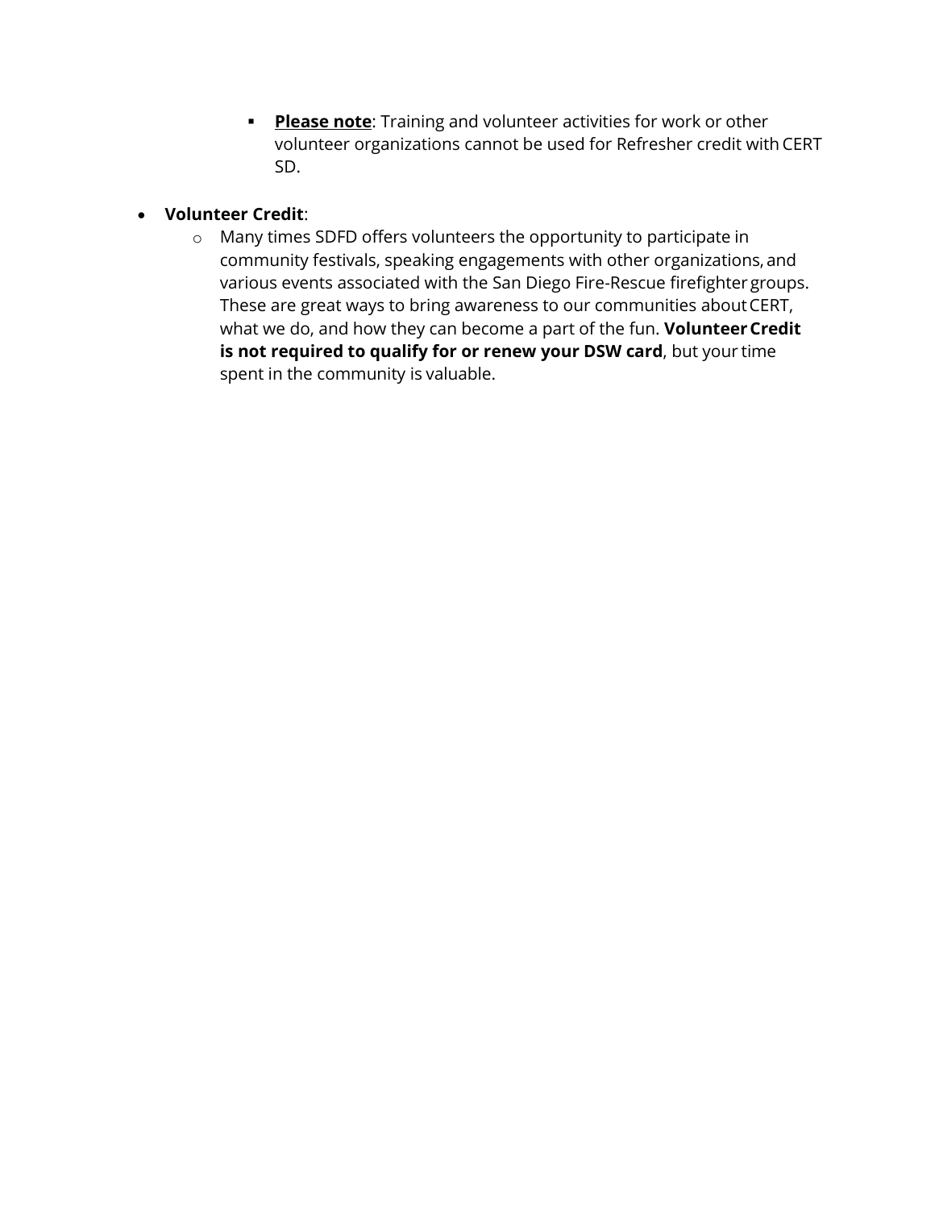- **<u>Please note</u>**: Training and volunteer activities for work or other volunteer organizations cannot be used for Refresher credit with CERT SD.

- **Volunteer Credit**:
    - Many times SDFD offers volunteers the opportunity to participate in community festivals, speaking engagements with other organizations, and various events associated with the San Diego Fire-Rescue firefighter groups. These are great ways to bring awareness to our communities about CERT, what we do, and how they can become a part of the fun. **Volunteer Credit is not required to qualify for or renew your DSW card**, but your time spent in the community is valuable.